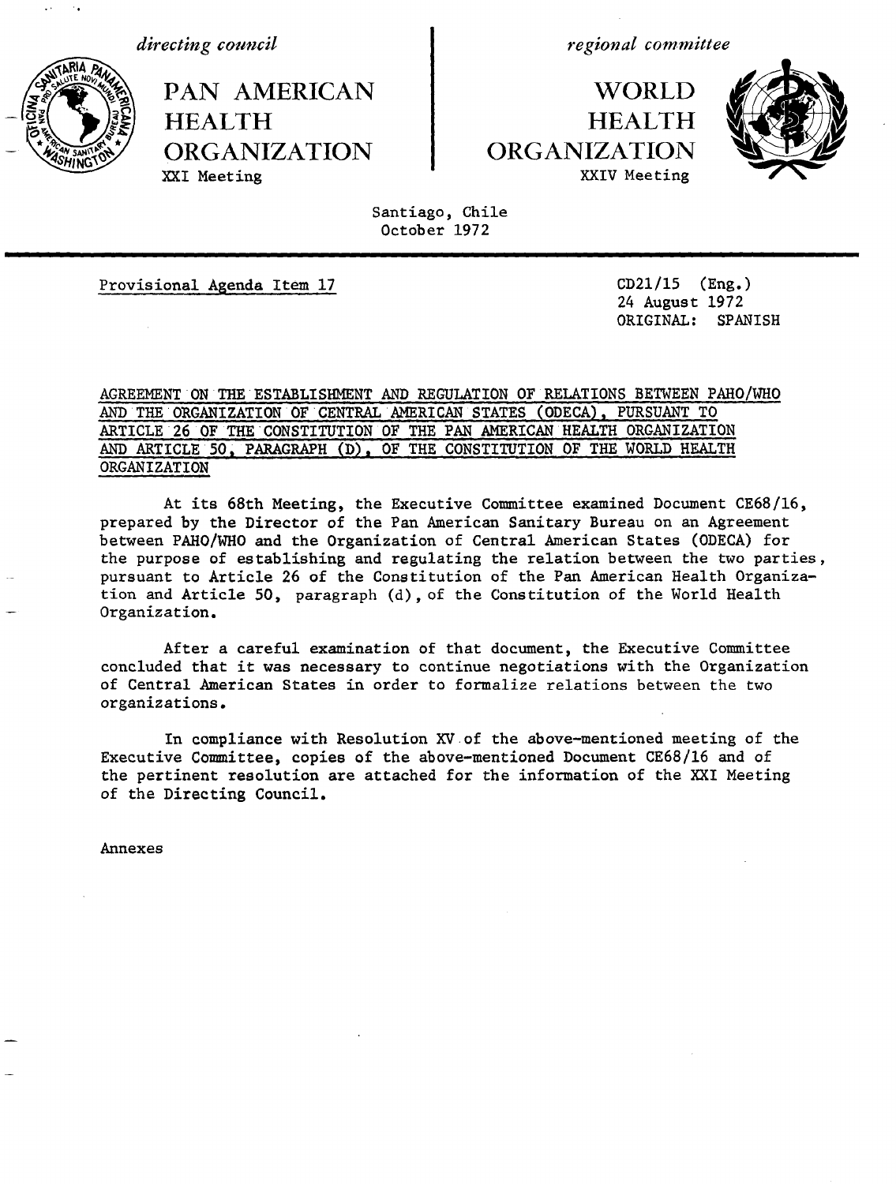*directing council*

# PAN AMERICAN HEALTH ORGANIZATION

XXI Meeting

*regional committee*

# WORLD HEALTH ORGANIZATION

XXIV Meeting

Santiago, Chile
October 1972

Provisional Agenda Item 17

CD21/15 (Eng.)
24 August 1972
ORIGINAL: SPANISH

## AGREEMENT ON THE ESTABLISHMENT AND REGULATION OF RELATIONS BETWEEN PAHO/WHO AND THE ORGANIZATION OF CENTRAL AMERICAN STATES (ODECA), PURSUANT TO ARTICLE 26 OF THE CONSTITUTION OF THE PAN AMERICAN HEALTH ORGANIZATION AND ARTICLE 50, PARAGRAPH (D), OF THE CONSTITUTION OF THE WORLD HEALTH ORGANIZATION

At its 68th Meeting, the Executive Committee examined Document CE68/16, prepared by the Director of the Pan American Sanitary Bureau on an Agreement between PAHO/WHO and the Organization of Central American States (ODECA) for the purpose of establishing and regulating the relation between the two parties, pursuant to Article 26 of the Constitution of the Pan American Health Organization and Article 50, paragraph (d), of the Constitution of the World Health Organization.

After a careful examination of that document, the Executive Committee concluded that it was necessary to continue negotiations with the Organization of Central American States in order to formalize relations between the two organizations.

In compliance with Resolution XV of the above-mentioned meeting of the Executive Committee, copies of the above-mentioned Document CE68/16 and of the pertinent resolution are attached for the information of the XXI Meeting of the Directing Council.

Annexes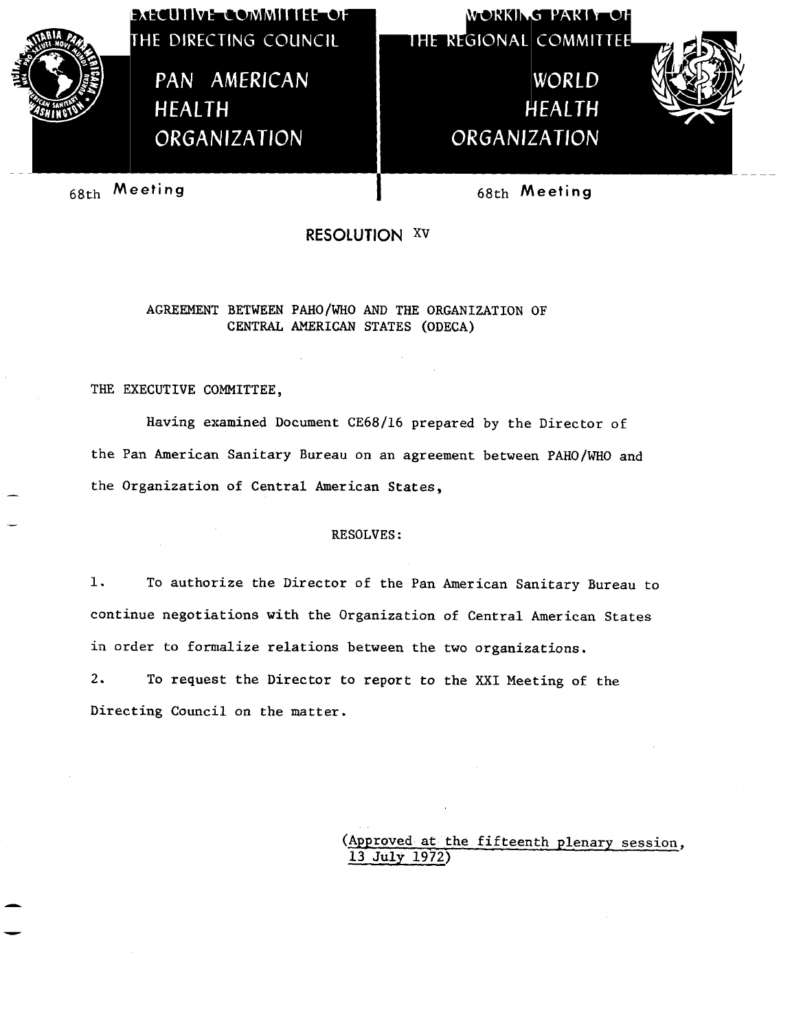EXECUTIVE COMMITTEE OF THE DIRECTING COUNCIL

PAN AMERICAN HEALTH ORGANIZATION

WORKING PARTY OF THE REGIONAL COMMITTEE

WORLD HEALTH ORGANIZATION

68th Meeting

68th Meeting

# RESOLUTION XV

AGREEMENT BETWEEN PAHO/WHO AND THE ORGANIZATION OF CENTRAL AMERICAN STATES (ODECA)

THE EXECUTIVE COMMITTEE,

Having examined Document CE68/16 prepared by the Director of the Pan American Sanitary Bureau on an agreement between PAHO/WHO and the Organization of Central American States,

RESOLVES:

1. To authorize the Director of the Pan American Sanitary Bureau to continue negotiations with the Organization of Central American States in order to formalize relations between the two organizations.

2. To request the Director to report to the XXI Meeting of the Directing Council on the matter.

(Approved at the fifteenth plenary session, 13 July 1972)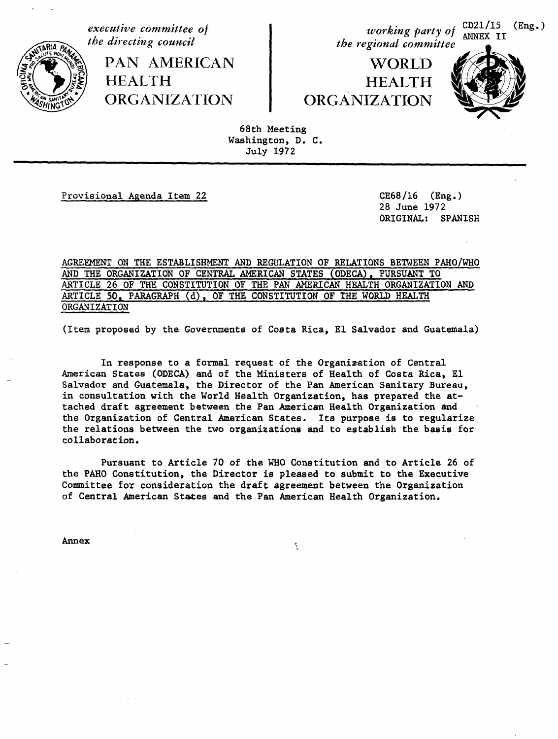CD21/15 (Eng.)
ANNEX II

*executive committee of the directing council*

# PAN AMERICAN HEALTH ORGANIZATION

*working party of the regional committee*

# WORLD HEALTH ORGANIZATION

68th Meeting
Washington, D. C.
July 1972

Provisional Agenda Item 22

CE68/16 (Eng.)
28 June 1972
ORIGINAL: SPANISH

AGREEMENT ON THE ESTABLISHMENT AND REGULATION OF RELATIONS BETWEEN PAHO/WHO AND THE ORGANIZATION OF CENTRAL AMERICAN STATES (ODECA), PURSUANT TO ARTICLE 26 OF THE CONSTITUTION OF THE PAN AMERICAN HEALTH ORGANIZATION AND ARTICLE 50, PARAGRAPH (d), OF THE CONSTITUTION OF THE WORLD HEALTH ORGANIZATION

(Item proposed by the Governments of Costa Rica, El Salvador and Guatemala)

In response to a formal request of the Organization of Central American States (ODECA) and of the Ministers of Health of Costa Rica, El Salvador and Guatemala, the Director of the Pan American Sanitary Bureau, in consultation with the World Health Organization, has prepared the attached draft agreement between the Pan American Health Organization and the Organization of Central American States. Its purpose is to regularize the relations between the two organizations and to establish the basis for collaboration.

Pursuant to Article 70 of the WHO Constitution and to Article 26 of the PAHO Constitution, the Director is pleased to submit to the Executive Committee for consideration the draft agreement between the Organization of Central American States and the Pan American Health Organization.

Annex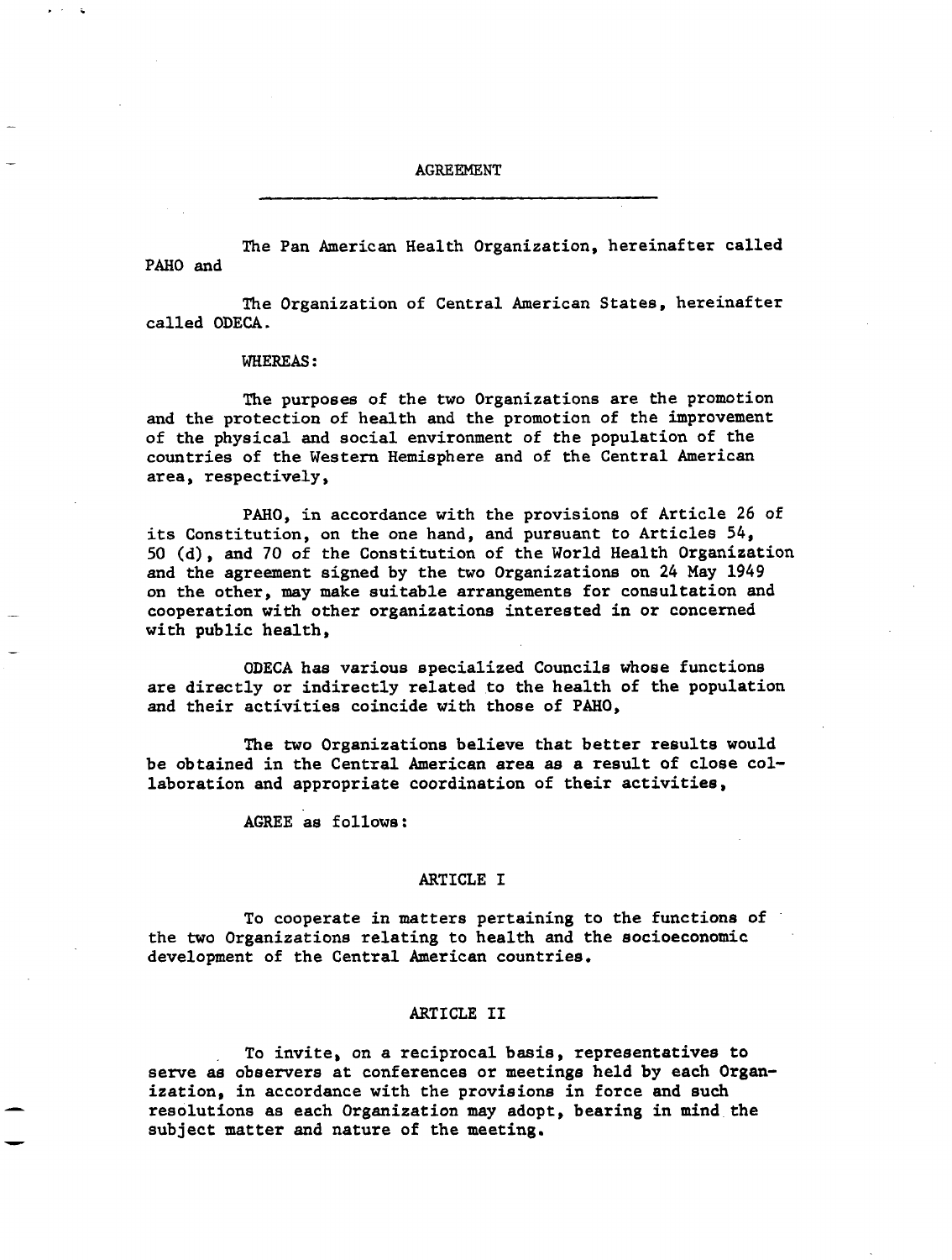# AGREEMENT

The Pan American Health Organization, hereinafter called PAHO and

The Organization of Central American States, hereinafter called ODECA.

WHEREAS:

The purposes of the two Organizations are the promotion and the protection of health and the promotion of the improvement of the physical and social environment of the population of the countries of the Western Hemisphere and of the Central American area, respectively,

PAHO, in accordance with the provisions of Article 26 of its Constitution, on the one hand, and pursuant to Articles 54, 50 (d), and 70 of the Constitution of the World Health Organization and the agreement signed by the two Organizations on 24 May 1949 on the other, may make suitable arrangements for consultation and cooperation with other organizations interested in or concerned with public health,

ODECA has various specialized Councils whose functions are directly or indirectly related to the health of the population and their activities coincide with those of PAHO,

The two Organizations believe that better results would be obtained in the Central American area as a result of close collaboration and appropriate coordination of their activities,

AGREE as follows:

## ARTICLE I

To cooperate in matters pertaining to the functions of the two Organizations relating to health and the socioeconomic development of the Central American countries.

## ARTICLE II

To invite, on a reciprocal basis, representatives to serve as observers at conferences or meetings held by each Organization, in accordance with the provisions in force and such resolutions as each Organization may adopt, bearing in mind the subject matter and nature of the meeting.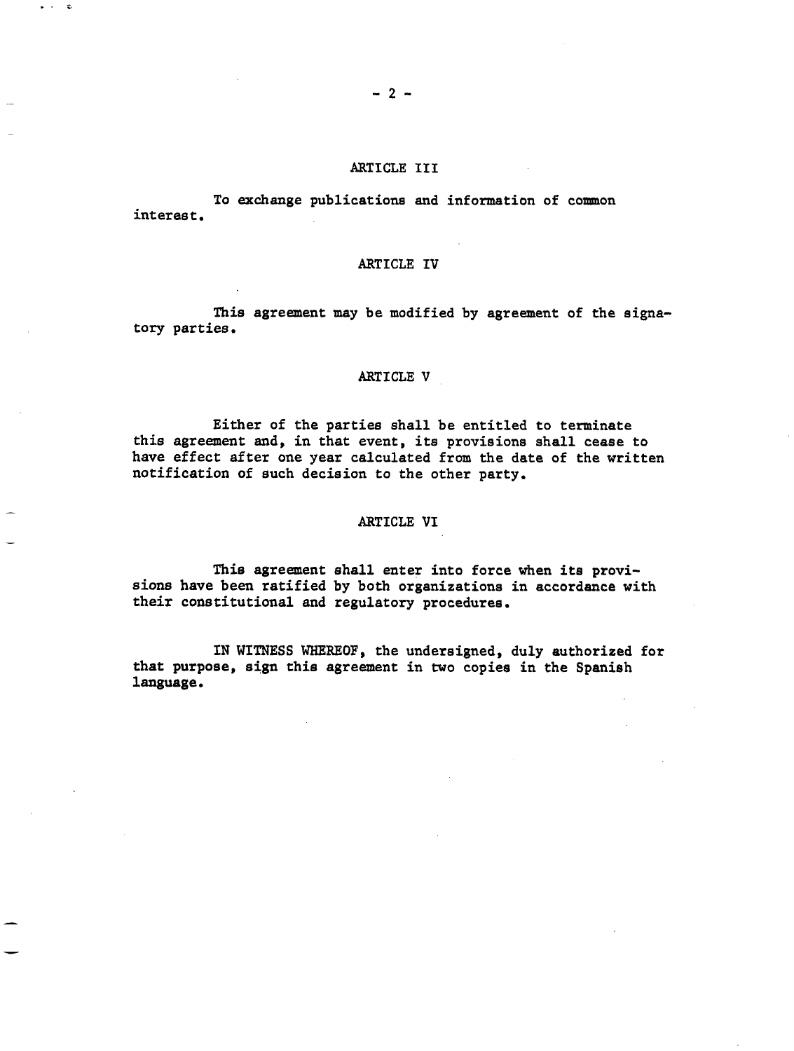## ARTICLE III

To exchange publications and information of common interest.

## ARTICLE IV

This agreement may be modified by agreement of the signatory parties.

## ARTICLE V

Either of the parties shall be entitled to terminate this agreement and, in that event, its provisions shall cease to have effect after one year calculated from the date of the written notification of such decision to the other party.

## ARTICLE VI

This agreement shall enter into force when its provisions have been ratified by both organizations in accordance with their constitutional and regulatory procedures.

IN WITNESS WHEREOF, the undersigned, duly authorized for that purpose, sign this agreement in two copies in the Spanish language.